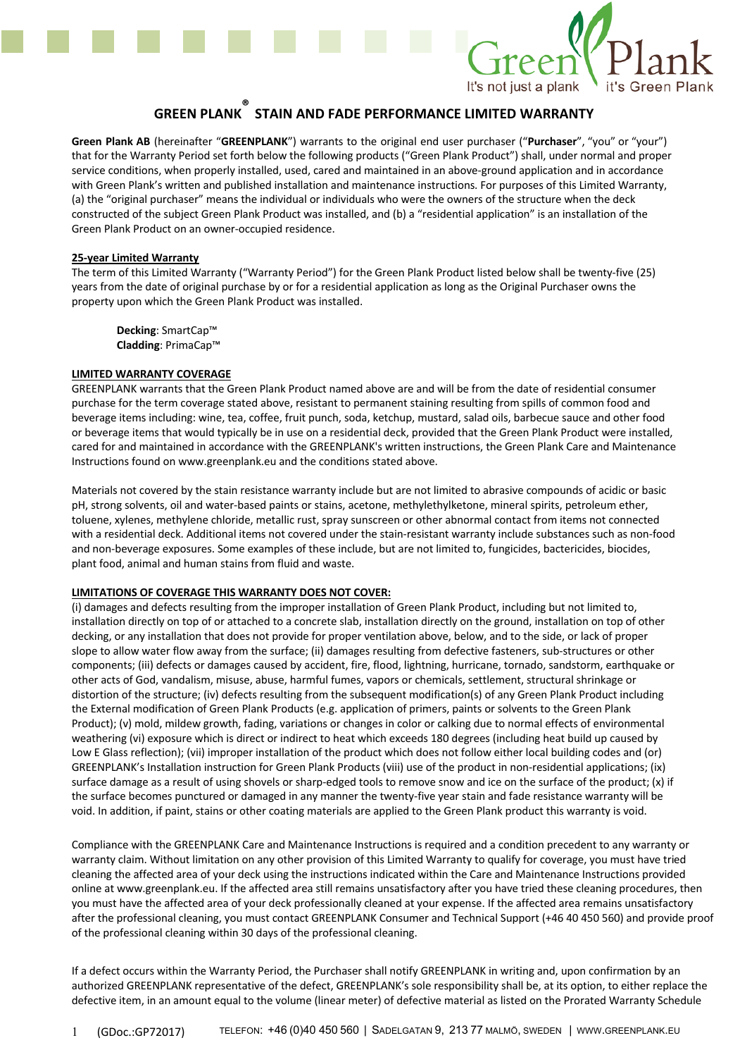# GREEN PLANK® STAIN AND FADE PERFORMANCE LIMITED WARRANTY

**Green Plank AB** (hereinafter "**GREENPLANK**") warrants to the original end user purchaser ("**Purchaser**", "you" or "your") that for the Warranty Period set forth below the following products ("Green Plank Product") shall, under normal and proper service conditions, when properly installed, used, cared and maintained in an above-ground application and in accordance with Green Plank's written and published installation and maintenance instructions. For purposes of this Limited Warranty, (a) the "original purchaser" means the individual or individuals who were the owners of the structure when the deck constructed of the subject Green Plank Product was installed, and (b) a "residential application" is an installation of the Green Plank Product on an owner-occupied residence.

**25-year Limited Warranty**

The term of this Limited Warranty ("Warranty Period") for the Green Plank Product listed below shall be twenty-five (25) years from the date of original purchase by or for a residential application as long as the Original Purchaser owns the property upon which the Green Plank Product was installed.

> **Decking**: SmartCap™
> **Cladding**: PrimaCap™

**LIMITED WARRANTY COVERAGE**

GREENPLANK warrants that the Green Plank Product named above are and will be from the date of residential consumer purchase for the term coverage stated above, resistant to permanent staining resulting from spills of common food and beverage items including: wine, tea, coffee, fruit punch, soda, ketchup, mustard, salad oils, barbecue sauce and other food or beverage items that would typically be in use on a residential deck, provided that the Green Plank Product were installed, cared for and maintained in accordance with the GREENPLANK's written instructions, the Green Plank Care and Maintenance Instructions found on www.greenplank.eu and the conditions stated above.

Materials not covered by the stain resistance warranty include but are not limited to abrasive compounds of acidic or basic pH, strong solvents, oil and water-based paints or stains, acetone, methylethylketone, mineral spirits, petroleum ether, toluene, xylenes, methylene chloride, metallic rust, spray sunscreen or other abnormal contact from items not connected with a residential deck. Additional items not covered under the stain-resistant warranty include substances such as non-food and non-beverage exposures. Some examples of these include, but are not limited to, fungicides, bactericides, biocides, plant food, animal and human stains from fluid and waste.

**LIMITATIONS OF COVERAGE THIS WARRANTY DOES NOT COVER:**

(i) damages and defects resulting from the improper installation of Green Plank Product, including but not limited to, installation directly on top of or attached to a concrete slab, installation directly on the ground, installation on top of other decking, or any installation that does not provide for proper ventilation above, below, and to the side, or lack of proper slope to allow water flow away from the surface; (ii) damages resulting from defective fasteners, sub-structures or other components; (iii) defects or damages caused by accident, fire, flood, lightning, hurricane, tornado, sandstorm, earthquake or other acts of God, vandalism, misuse, abuse, harmful fumes, vapors or chemicals, settlement, structural shrinkage or distortion of the structure; (iv) defects resulting from the subsequent modification(s) of any Green Plank Product including the External modification of Green Plank Products (e.g. application of primers, paints or solvents to the Green Plank Product); (v) mold, mildew growth, fading, variations or changes in color or calking due to normal effects of environmental weathering (vi) exposure which is direct or indirect to heat which exceeds 180 degrees (including heat build up caused by Low E Glass reflection); (vii) improper installation of the product which does not follow either local building codes and (or) GREENPLANK's Installation instruction for Green Plank Products (viii) use of the product in non-residential applications; (ix) surface damage as a result of using shovels or sharp-edged tools to remove snow and ice on the surface of the product; (x) if the surface becomes punctured or damaged in any manner the twenty-five year stain and fade resistance warranty will be void. In addition, if paint, stains or other coating materials are applied to the Green Plank product this warranty is void.

Compliance with the GREENPLANK Care and Maintenance Instructions is required and a condition precedent to any warranty or warranty claim. Without limitation on any other provision of this Limited Warranty to qualify for coverage, you must have tried cleaning the affected area of your deck using the instructions indicated within the Care and Maintenance Instructions provided online at www.greenplank.eu. If the affected area still remains unsatisfactory after you have tried these cleaning procedures, then you must have the affected area of your deck professionally cleaned at your expense. If the affected area remains unsatisfactory after the professional cleaning, you must contact GREENPLANK Consumer and Technical Support (+46 40 450 560) and provide proof of the professional cleaning within 30 days of the professional cleaning.

If a defect occurs within the Warranty Period, the Purchaser shall notify GREENPLANK in writing and, upon confirmation by an authorized GREENPLANK representative of the defect, GREENPLANK's sole responsibility shall be, at its option, to either replace the defective item, in an amount equal to the volume (linear meter) of defective material as listed on the Prorated Warranty Schedule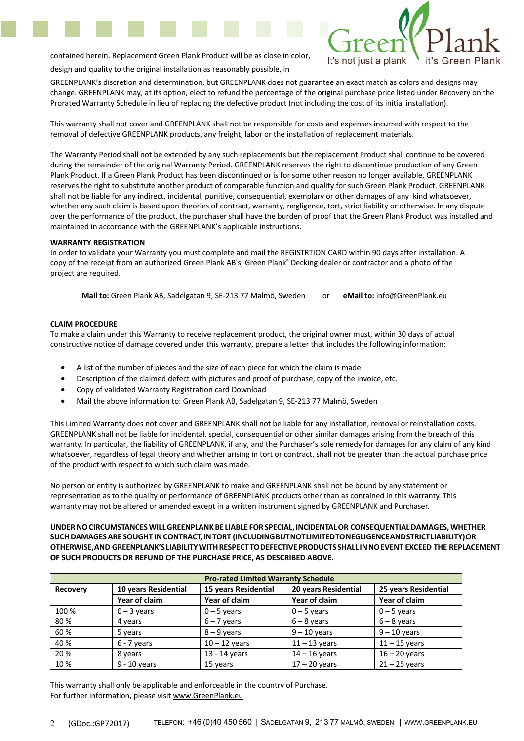contained herein. Replacement Green Plank Product will be as close in color, design and quality to the original installation as reasonably possible, in GREENPLANK's discretion and determination, but GREENPLANK does not guarantee an exact match as colors and designs may change. GREENPLANK may, at its option, elect to refund the percentage of the original purchase price listed under Recovery on the Prorated Warranty Schedule in lieu of replacing the defective product (not including the cost of its initial installation).

This warranty shall not cover and GREENPLANK shall not be responsible for costs and expenses incurred with respect to the removal of defective GREENPLANK products, any freight, labor or the installation of replacement materials.

The Warranty Period shall not be extended by any such replacements but the replacement Product shall continue to be covered during the remainder of the original Warranty Period. GREENPLANK reserves the right to discontinue production of any Green Plank Product. If a Green Plank Product has been discontinued or is for some other reason no longer available, GREENPLANK reserves the right to substitute another product of comparable function and quality for such Green Plank Product. GREENPLANK shall not be liable for any indirect, incidental, punitive, consequential, exemplary or other damages of any kind whatsoever, whether any such claim is based upon theories of contract, warranty, negligence, tort, strict liability or otherwise. In any dispute over the performance of the product, the purchaser shall have the burden of proof that the Green Plank Product was installed and maintained in accordance with the GREENPLANK's applicable instructions.

**WARRANTY REGISTRATION**

In order to validate your Warranty you must complete and mail the REGISTRTION CARD within 90 days after installation. A copy of the receipt from an authorized Green Plank AB's, Green Plank® Decking dealer or contractor and a photo of the project are required.

**Mail to:** Green Plank AB, Sadelgatan 9, SE-213 77 Malmö, Sweden or **eMail to:** info@GreenPlank.eu

**CLAIM PROCEDURE**

To make a claim under this Warranty to receive replacement product, the original owner must, within 30 days of actual constructive notice of damage covered under this warranty, prepare a letter that includes the following information:

- A list of the number of pieces and the size of each piece for which the claim is made
- Description of the claimed defect with pictures and proof of purchase, copy of the invoice, etc.
- Copy of validated Warranty Registration card Download
- Mail the above information to: Green Plank AB, Sadelgatan 9, SE-213 77 Malmö, Sweden

This Limited Warranty does not cover and GREENPLANK shall not be liable for any installation, removal or reinstallation costs. GREENPLANK shall not be liable for incidental, special, consequential or other similar damages arising from the breach of this warranty. In particular, the liability of GREENPLANK, if any, and the Purchaser's sole remedy for damages for any claim of any kind whatsoever, regardless of legal theory and whether arising in tort or contract, shall not be greater than the actual purchase price of the product with respect to which such claim was made.

No person or entity is authorized by GREENPLANK to make and GREENPLANK shall not be bound by any statement or representation as to the quality or performance of GREENPLANK products other than as contained in this warranty. This warranty may not be altered or amended except in a written instrument signed by GREENPLANK and Purchaser.

**UNDER NO CIRCUMSTANCES WILL GREENPLANK BE LIABLE FOR SPECIAL, INCIDENTAL OR CONSEQUENTIAL DAMAGES, WHETHER SUCH DAMAGES ARE SOUGHT IN CONTRACT, IN TORT (INCLUDING BUT NOT LIMITED TO NEGLIGENCE AND STRICT LIABILITY) OR OTHERWISE, AND GREENPLANK'S LIABILITY WITH RESPECT TO DEFECTIVE PRODUCTS SHALL IN NO EVENT EXCEED THE REPLACEMENT OF SUCH PRODUCTS OR REFUND OF THE PURCHASE PRICE, AS DESCRIBED ABOVE.**

| Pro-rated Limited Warranty Schedule | | | | |
|---|---|---|---|---|
| **Recovery** | **10 years Residential** | **15 years Residential** | **20 years Residential** | **25 years Residential** |
| | **Year of claim** | **Year of claim** | **Year of claim** | **Year of claim** |
| 100 % | 0 – 3 years | 0 – 5 years | 0 – 5 years | 0 – 5 years |
| 80 % | 4 years | 6 – 7 years | 6 – 8 years | 6 – 8 years |
| 60 % | 5 years | 8 – 9 years | 9 – 10 years | 9 – 10 years |
| 40 % | 6 - 7 years | 10 – 12 years | 11 – 13 years | 11 – 15 years |
| 20 % | 8 years | 13 - 14 years | 14 – 16 years | 16 – 20 years |
| 10 % | 9 - 10 years | 15 years | 17 – 20 years | 21 – 25 years |

This warranty shall only be applicable and enforceable in the country of Purchase.
For further information, please visit www.GreenPlank.eu